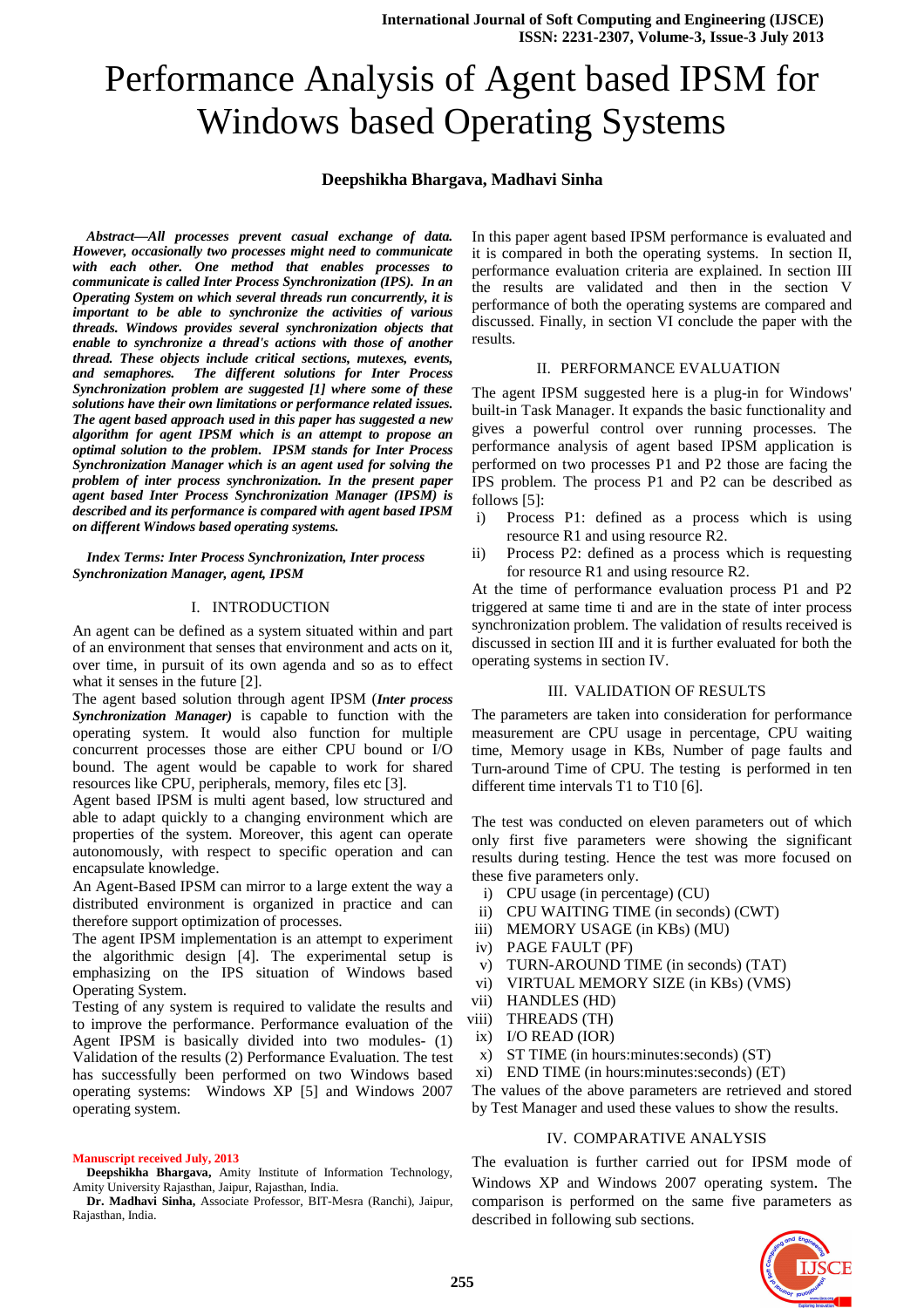# Performance Analysis of Agent based IPSM for Windows based Operating Systems

**Deepshikha Bhargava, Madhavi Sinha**

***Abstract—All processes prevent casual exchange of data. However, occasionally two processes might need to communicate with each other. One method that enables processes to communicate is called Inter Process Synchronization (IPS). In an Operating System on which several threads run concurrently, it is important to be able to synchronize the activities of various threads. Windows provides several synchronization objects that enable to synchronize a thread's actions with those of another thread. These objects include critical sections, mutexes, events, and semaphores. The different solutions for Inter Process Synchronization problem are suggested [1] where some of these solutions have their own limitations or performance related issues. The agent based approach used in this paper has suggested a new algorithm for agent IPSM which is an attempt to propose an optimal solution to the problem. IPSM stands for Inter Process Synchronization Manager which is an agent used for solving the problem of inter process synchronization. In the present paper agent based Inter Process Synchronization Manager (IPSM) is described and its performance is compared with agent based IPSM on different Windows based operating systems.***

***Index Terms: Inter Process Synchronization, Inter process Synchronization Manager, agent, IPSM***

## I. INTRODUCTION

An agent can be defined as a system situated within and part of an environment that senses that environment and acts on it, over time, in pursuit of its own agenda and so as to effect what it senses in the future [2].

The agent based solution through agent IPSM (***Inter process Synchronization Manager)*** is capable to function with the operating system. It would also function for multiple concurrent processes those are either CPU bound or I/O bound. The agent would be capable to work for shared resources like CPU, peripherals, memory, files etc [3].

Agent based IPSM is multi agent based, low structured and able to adapt quickly to a changing environment which are properties of the system. Moreover, this agent can operate autonomously, with respect to specific operation and can encapsulate knowledge.

An Agent-Based IPSM can mirror to a large extent the way a distributed environment is organized in practice and can therefore support optimization of processes.

The agent IPSM implementation is an attempt to experiment the algorithmic design [4]. The experimental setup is emphasizing on the IPS situation of Windows based Operating System.

Testing of any system is required to validate the results and to improve the performance. Performance evaluation of the Agent IPSM is basically divided into two modules- (1) Validation of the results (2) Performance Evaluation. The test has successfully been performed on two Windows based operating systems: Windows XP [5] and Windows 2007 operating system.

In this paper agent based IPSM performance is evaluated and it is compared in both the operating systems. In section II, performance evaluation criteria are explained. In section III the results are validated and then in the section V performance of both the operating systems are compared and discussed. Finally, in section VI conclude the paper with the results.

## II. PERFORMANCE EVALUATION

The agent IPSM suggested here is a plug-in for Windows' built-in Task Manager. It expands the basic functionality and gives a powerful control over running processes. The performance analysis of agent based IPSM application is performed on two processes P1 and P2 those are facing the IPS problem. The process P1 and P2 can be described as follows [5]:

i) Process P1: defined as a process which is using resource R1 and using resource R2.
ii) Process P2: defined as a process which is requesting for resource R1 and using resource R2.

At the time of performance evaluation process P1 and P2 triggered at same time ti and are in the state of inter process synchronization problem. The validation of results received is discussed in section III and it is further evaluated for both the operating systems in section IV.

## III. VALIDATION OF RESULTS

The parameters are taken into consideration for performance measurement are CPU usage in percentage, CPU waiting time, Memory usage in KBs, Number of page faults and Turn-around Time of CPU. The testing is performed in ten different time intervals T1 to T10 [6].

The test was conducted on eleven parameters out of which only first five parameters were showing the significant results during testing. Hence the test was more focused on these five parameters only.

i) CPU usage (in percentage) (CU)
ii) CPU WAITING TIME (in seconds) (CWT)
iii) MEMORY USAGE (in KBs) (MU)
iv) PAGE FAULT (PF)
v) TURN-AROUND TIME (in seconds) (TAT)
vi) VIRTUAL MEMORY SIZE (in KBs) (VMS)
vii) HANDLES (HD)
viii) THREADS (TH)
ix) I/O READ (IOR)
x) ST TIME (in hours:minutes:seconds) (ST)
xi) END TIME (in hours:minutes:seconds) (ET)

The values of the above parameters are retrieved and stored by Test Manager and used these values to show the results.

## IV. COMPARATIVE ANALYSIS

The evaluation is further carried out for IPSM mode of Windows XP and Windows 2007 operating system. The comparison is performed on the same five parameters as described in following sub sections.

---

Manuscript received July, 2013

**Deepshikha Bhargava,** Amity Institute of Information Technology, Amity University Rajasthan, Jaipur, Rajasthan, India.

**Dr. Madhavi Sinha,** Associate Professor, BIT-Mesra (Ranchi), Jaipur, Rajasthan, India.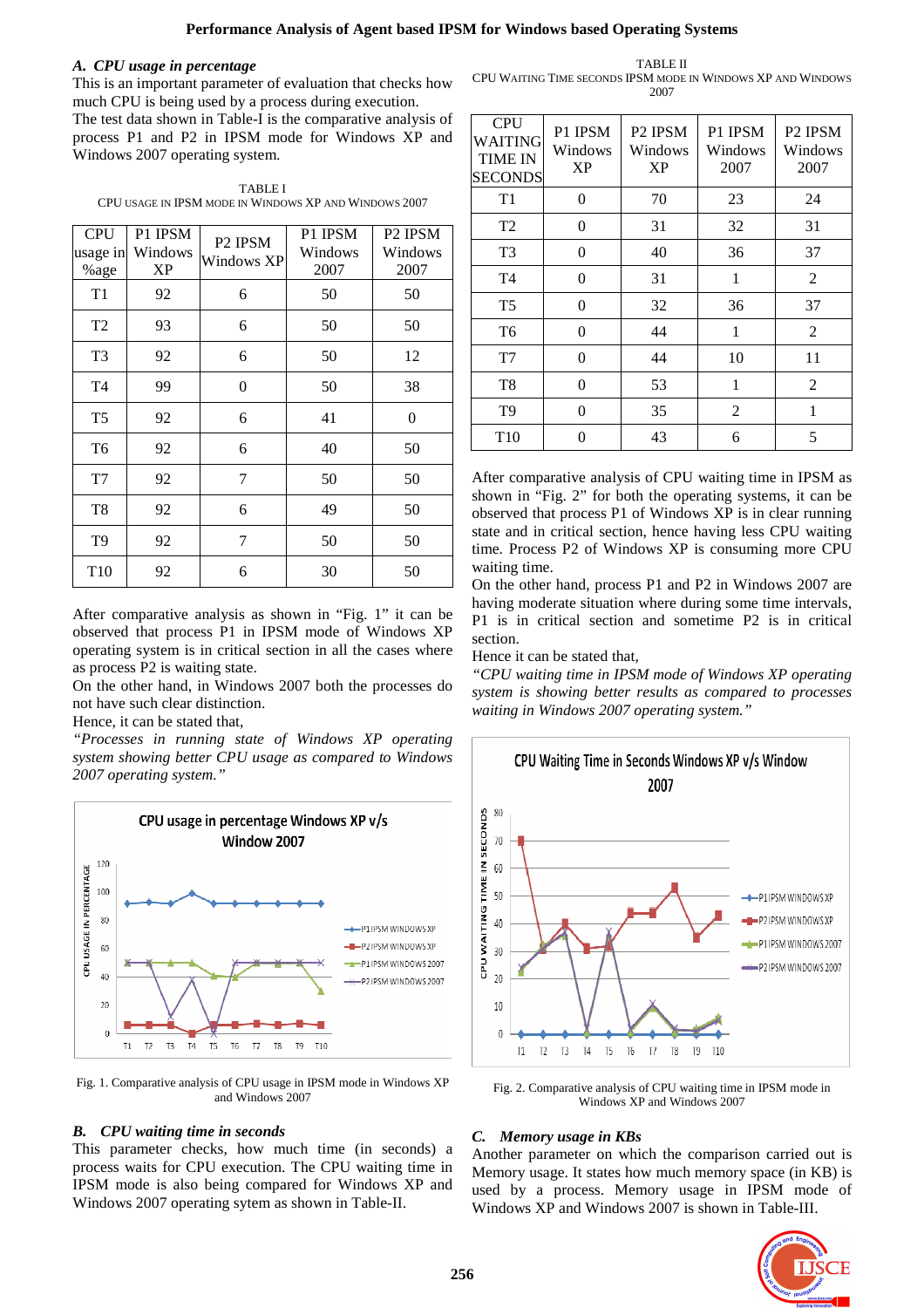### A. *CPU usage in percentage*

This is an important parameter of evaluation that checks how much CPU is being used by a process during execution.

The test data shown in Table-I is the comparative analysis of process P1 and P2 in IPSM mode for Windows XP and Windows 2007 operating system.

TABLE I
CPU USAGE IN IPSM MODE IN WINDOWS XP AND WINDOWS 2007

| CPU usage in %age | P1 IPSM Windows XP | P2 IPSM Windows XP | P1 IPSM Windows 2007 | P2 IPSM Windows 2007 |
|---|---|---|---|---|
| T1 | 92 | 6 | 50 | 50 |
| T2 | 93 | 6 | 50 | 50 |
| T3 | 92 | 6 | 50 | 12 |
| T4 | 99 | 0 | 50 | 38 |
| T5 | 92 | 6 | 41 | 0 |
| T6 | 92 | 6 | 40 | 50 |
| T7 | 92 | 7 | 50 | 50 |
| T8 | 92 | 6 | 49 | 50 |
| T9 | 92 | 7 | 50 | 50 |
| T10 | 92 | 6 | 30 | 50 |

After comparative analysis as shown in "Fig. 1" it can be observed that process P1 in IPSM mode of Windows XP operating system is in critical section in all the cases where as process P2 is waiting state.

On the other hand, in Windows 2007 both the processes do not have such clear distinction.

Hence, it can be stated that,

*"Processes in running state of Windows XP operating system showing better CPU usage as compared to Windows 2007 operating system."*

Fig. 1. Comparative analysis of CPU usage in IPSM mode in Windows XP and Windows 2007

### B. *CPU waiting time in seconds*

This parameter checks, how much time (in seconds) a process waits for CPU execution. The CPU waiting time in IPSM mode is also being compared for Windows XP and Windows 2007 operating sytem as shown in Table-II.

TABLE II
CPU WAITING TIME SECONDS IPSM MODE IN WINDOWS XP AND WINDOWS 2007

| CPU WAITING TIME IN SECONDS | P1 IPSM Windows XP | P2 IPSM Windows XP | P1 IPSM Windows 2007 | P2 IPSM Windows 2007 |
|---|---|---|---|---|
| T1 | 0 | 70 | 23 | 24 |
| T2 | 0 | 31 | 32 | 31 |
| T3 | 0 | 40 | 36 | 37 |
| T4 | 0 | 31 | 1 | 2 |
| T5 | 0 | 32 | 36 | 37 |
| T6 | 0 | 44 | 1 | 2 |
| T7 | 0 | 44 | 10 | 11 |
| T8 | 0 | 53 | 1 | 2 |
| T9 | 0 | 35 | 2 | 1 |
| T10 | 0 | 43 | 6 | 5 |

After comparative analysis of CPU waiting time in IPSM as shown in "Fig. 2" for both the operating systems, it can be observed that process P1 of Windows XP is in clear running state and in critical section, hence having less CPU waiting time. Process P2 of Windows XP is consuming more CPU waiting time.

On the other hand, process P1 and P2 in Windows 2007 are having moderate situation where during some time intervals, P1 is in critical section and sometime P2 is in critical section.

Hence it can be stated that,

*"CPU waiting time in IPSM mode of Windows XP operating system is showing better results as compared to processes waiting in Windows 2007 operating system."*

Fig. 2. Comparative analysis of CPU waiting time in IPSM mode in Windows XP and Windows 2007

### C. *Memory usage in KBs*

Another parameter on which the comparison carried out is Memory usage. It states how much memory space (in KB) is used by a process. Memory usage in IPSM mode of Windows XP and Windows 2007 is shown in Table-III.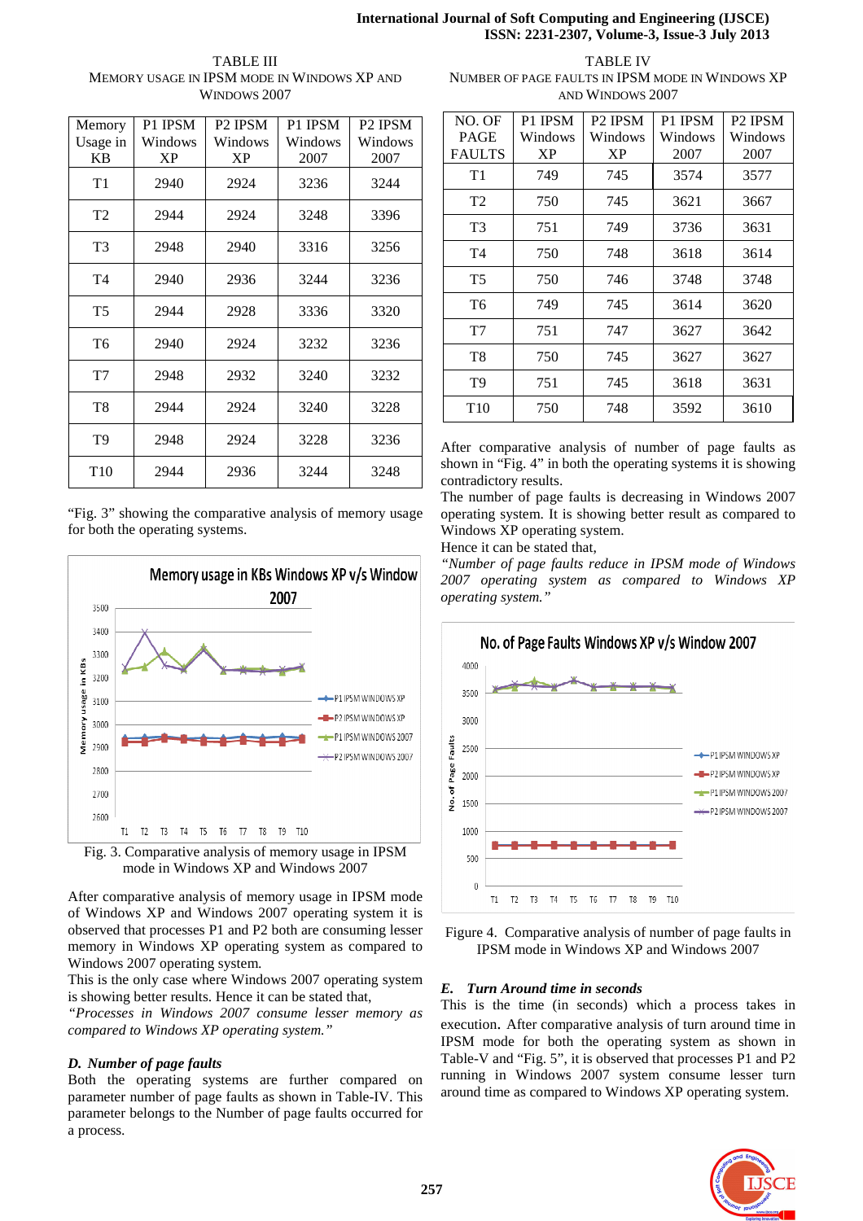TABLE III
MEMORY USAGE IN IPSM MODE IN WINDOWS XP AND WINDOWS 2007

| Memory Usage in KB | P1 IPSM Windows XP | P2 IPSM Windows XP | P1 IPSM Windows 2007 | P2 IPSM Windows 2007 |
|---|---|---|---|---|
| T1 | 2940 | 2924 | 3236 | 3244 |
| T2 | 2944 | 2924 | 3248 | 3396 |
| T3 | 2948 | 2940 | 3316 | 3256 |
| T4 | 2940 | 2936 | 3244 | 3236 |
| T5 | 2944 | 2928 | 3336 | 3320 |
| T6 | 2940 | 2924 | 3232 | 3236 |
| T7 | 2948 | 2932 | 3240 | 3232 |
| T8 | 2944 | 2924 | 3240 | 3228 |
| T9 | 2948 | 2924 | 3228 | 3236 |
| T10 | 2944 | 2936 | 3244 | 3248 |

"Fig. 3" showing the comparative analysis of memory usage for both the operating systems.

Fig. 3. Comparative analysis of memory usage in IPSM mode in Windows XP and Windows 2007

After comparative analysis of memory usage in IPSM mode of Windows XP and Windows 2007 operating system it is observed that processes P1 and P2 both are consuming lesser memory in Windows XP operating system as compared to Windows 2007 operating system.

This is the only case where Windows 2007 operating system is showing better results. Hence it can be stated that,

*"Processes in Windows 2007 consume lesser memory as compared to Windows XP operating system."*

### *D. Number of page faults*

Both the operating systems are further compared on parameter number of page faults as shown in Table-IV. This parameter belongs to the Number of page faults occurred for a process.

TABLE IV
NUMBER OF PAGE FAULTS IN IPSM MODE IN WINDOWS XP AND WINDOWS 2007

| NO. OF PAGE FAULTS | P1 IPSM Windows XP | P2 IPSM Windows XP | P1 IPSM Windows 2007 | P2 IPSM Windows 2007 |
|---|---|---|---|---|
| T1 | 749 | 745 | 3574 | 3577 |
| T2 | 750 | 745 | 3621 | 3667 |
| T3 | 751 | 749 | 3736 | 3631 |
| T4 | 750 | 748 | 3618 | 3614 |
| T5 | 750 | 746 | 3748 | 3748 |
| T6 | 749 | 745 | 3614 | 3620 |
| T7 | 751 | 747 | 3627 | 3642 |
| T8 | 750 | 745 | 3627 | 3627 |
| T9 | 751 | 745 | 3618 | 3631 |
| T10 | 750 | 748 | 3592 | 3610 |

After comparative analysis of number of page faults as shown in "Fig. 4" in both the operating systems it is showing contradictory results.

The number of page faults is decreasing in Windows 2007 operating system. It is showing better result as compared to Windows XP operating system.

Hence it can be stated that,

*"Number of page faults reduce in IPSM mode of Windows 2007 operating system as compared to Windows XP operating system."*

Figure 4. Comparative analysis of number of page faults in IPSM mode in Windows XP and Windows 2007

### *E. Turn Around time in seconds*

This is the time (in seconds) which a process takes in execution. After comparative analysis of turn around time in IPSM mode for both the operating system as shown in Table-V and "Fig. 5", it is observed that processes P1 and P2 running in Windows 2007 system consume lesser turn around time as compared to Windows XP operating system.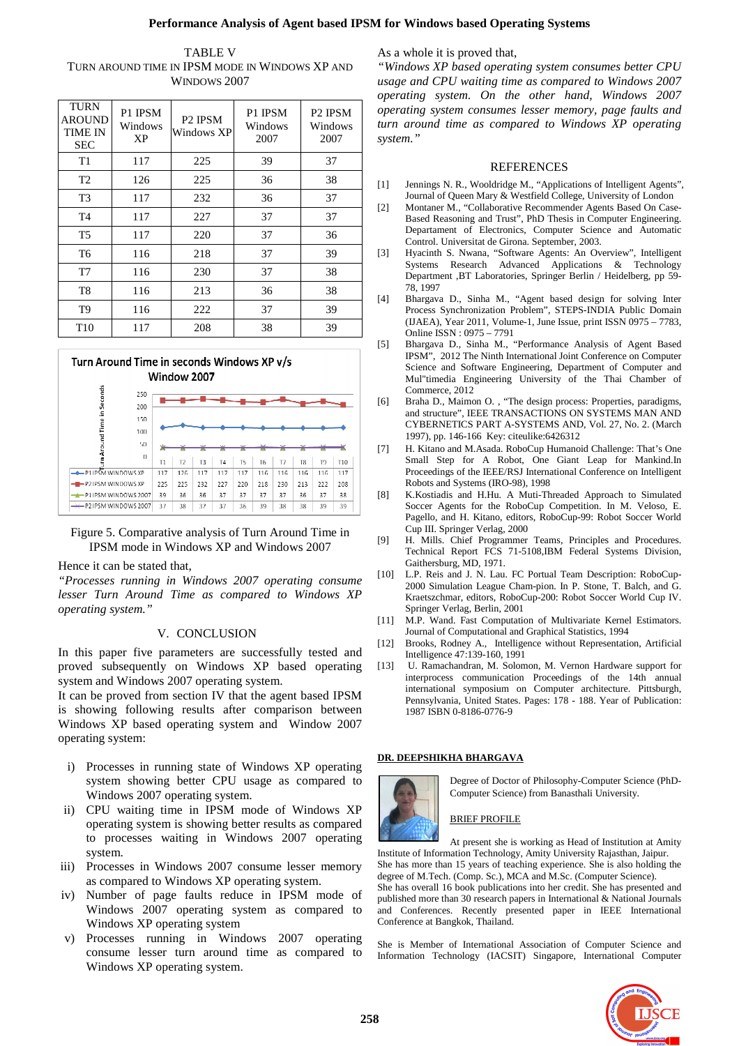TABLE V
TURN AROUND TIME IN IPSM MODE IN WINDOWS XP AND WINDOWS 2007

| TURN AROUND TIME IN SEC | P1 IPSM Windows XP | P2 IPSM Windows XP | P1 IPSM Windows 2007 | P2 IPSM Windows 2007 |
|---|---|---|---|---|
| T1 | 117 | 225 | 39 | 37 |
| T2 | 126 | 225 | 36 | 38 |
| T3 | 117 | 232 | 36 | 37 |
| T4 | 117 | 227 | 37 | 37 |
| T5 | 117 | 220 | 37 | 36 |
| T6 | 116 | 218 | 37 | 39 |
| T7 | 116 | 230 | 37 | 38 |
| T8 | 116 | 213 | 36 | 38 |
| T9 | 116 | 222 | 37 | 39 |
| T10 | 117 | 208 | 38 | 39 |

Figure 5. Comparative analysis of Turn Around Time in IPSM mode in Windows XP and Windows 2007

Hence it can be stated that,

*"Processes running in Windows 2007 operating consume lesser Turn Arround Time as compared to Windows XP operating system."*

## V. CONCLUSION

In this paper five parameters are successfully tested and proved subsequently on Windows XP based operating system and Windows 2007 operating system.

It can be proved from section IV that the agent based IPSM is showing following results after comparison between Windows XP based operating system and Window 2007 operating system:

i) Processes in running state of Windows XP operating system showing better CPU usage as compared to Windows 2007 operating system.
ii) CPU waiting time in IPSM mode of Windows XP operating system is showing better results as compared to processes waiting in Windows 2007 operating system.
iii) Processes in Windows 2007 consume lesser memory as compared to Windows XP operating system.
iv) Number of page faults reduce in IPSM mode of Windows 2007 operating system as compared to Windows XP operating system
v) Processes running in Windows 2007 operating consume lesser turn around time as compared to Windows XP operating system.

As a whole it is proved that,

*"Windows XP based operating system consumes better CPU usage and CPU waiting time as compared to Windows 2007 operating system. On the other hand, Windows 2007 operating system consumes lesser memory, page faults and turn around time as compared to Windows XP operating system."*

## REFERENCES

[1] Jennings N. R., Wooldridge M., "Applications of Intelligent Agents", Journal of Queen Mary & Westfield College, University of London

[2] Montaner M., "Collaborative Recommender Agents Based On Case-Based Reasoning and Trust", PhD Thesis in Computer Engineering. Departement of Electronics, Computer Science and Automatic Control. Universitat de Girona. September, 2003.

[3] Hyacinth S. Nwana, "Software Agents: An Overview", Intelligent Systems Research Advanced Applications & Technology Department ,BT Laboratories, Springer Berlin / Heidelberg, pp 59-78, 1997

[4] Bhargava D., Sinha M., "Agent based design for solving Inter Process Synchronization Problem", STEPS-INDIA Public Domain (IJAEA), Year 2011, Volume-1, June Issue, print ISSN 0975 – 7783, Online ISSN : 0975 – 7791

[5] Bhargava D., Sinha M., "Performance Analysis of Agent Based IPSM", 2012 The Ninth International Joint Conference on Computer Science and Software Engineering, Department of Computer and Mul"timedia Engineering University of the Thai Chamber of Commerce, 2012

[6] Braha D., Maimon O. , "The design process: Properties, paradigms, and structure", IEEE TRANSACTIONS ON SYSTEMS MAN AND CYBERNETICS PART A-SYSTEMS AND, Vol. 27, No. 2. (March 1997), pp. 146-166 Key: citeulike:6426312

[7] H. Kitano and M.Asada. RoboCup Humanoid Challenge: That's One Small Step for A Robot, One Giant Leap for Mankind.In Proceedings of the IEEE/RSJ International Conference on Intelligent Robots and Systems (IRO-98), 1998

[8] K.Kostiadis and H.Hu. A Muti-Threaded Approach to Simulated Soccer Agents for the RoboCup Competition. In M. Veloso, E. Pagello, and H. Kitano, editors, RoboCup-99: Robot Soccer World Cup III. Springer Verlag, 2000

[9] H. Mills. Chief Programmer Teams, Principles and Procedures. Technical Report FCS 71-5108,IBM Federal Systems Division, Gaithersburg, MD, 1971.

[10] L.P. Reis and J. N. Lau. FC Portual Team Description: RoboCup-2000 Simulation League Cham-pion. In P. Stone, T. Balch, and G. Kraetszchmar, editors, RoboCup-200: Robot Soccer World Cup IV. Springer Verlag, Berlin, 2001

[11] M.P. Wand. Fast Computation of Multivariate Kernel Estimators. Journal of Computational and Graphical Statistics, 1994

[12] Brooks, Rodney A., Intelligence without Representation, Artificial Intelligence 47:139-160, 1991

[13] U. Ramachandran, M. Solomon, M. Vernon Hardware support for interprocess communication Proceedings of the 14th annual international symposium on Computer architecture. Pittsburgh, Pennsylvania, United States. Pages: 178 - 188. Year of Publication: 1987 ISBN 0-8186-0776-9

**DR. DEEPSHIKHA BHARGAVA**

Degree of Doctor of Philosophy-Computer Science (PhD-Computer Science) from Banasthali University.

BRIEF PROFILE

At present she is working as Head of Institution at Amity Institute of Information Technology, Amity University Rajasthan, Jaipur. She has more than 15 years of teaching experience. She is also holding the degree of M.Tech. (Comp. Sc.), MCA and M.Sc. (Computer Science).
She has overall 16 book publications into her credit. She has presented and published more than 30 research papers in International & National Journals and Conferences. Recently presented paper in IEEE International Conference at Bangkok, Thailand.

She is Member of International Association of Computer Science and Information Technology (IACSIT) Singapore, International Computer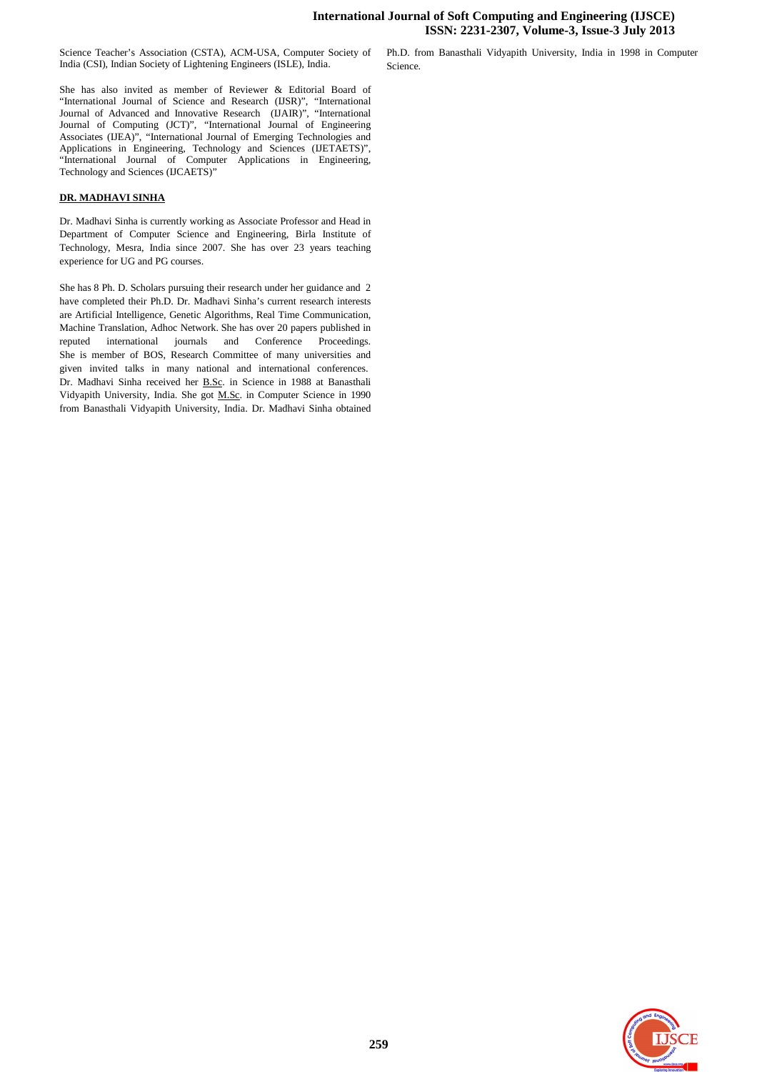Science Teacher's Association (CSTA), ACM-USA, Computer Society of India (CSI), Indian Society of Lightening Engineers (ISLE), India.

She has also invited as member of Reviewer & Editorial Board of "International Journal of Science and Research (IJSR)", "International Journal of Advanced and Innovative Research (IJAIR)", "International Journal of Computing (JCT)", "International Journal of Engineering Associates (IJEA)", "International Journal of Emerging Technologies and Applications in Engineering, Technology and Sciences (IJETAETS)", "International Journal of Computer Applications in Engineering, Technology and Sciences (IJCAETS)"

**DR. MADHAVI SINHA**

Dr. Madhavi Sinha is currently working as Associate Professor and Head in Department of Computer Science and Engineering, Birla Institute of Technology, Mesra, India since 2007. She has over 23 years teaching experience for UG and PG courses.

She has 8 Ph. D. Scholars pursuing their research under her guidance and 2 have completed their Ph.D. Dr. Madhavi Sinha's current research interests are Artificial Intelligence, Genetic Algorithms, Real Time Communication, Machine Translation, Adhoc Network. She has over 20 papers published in reputed international journals and Conference Proceedings. She is member of BOS, Research Committee of many universities and given invited talks in many national and international conferences. Dr. Madhavi Sinha received her B.Sc. in Science in 1988 at Banasthali Vidyapith University, India. She got M.Sc. in Computer Science in 1990 from Banasthali Vidyapith University, India. Dr. Madhavi Sinha obtained Ph.D. from Banasthali Vidyapith University, India in 1998 in Computer Science.